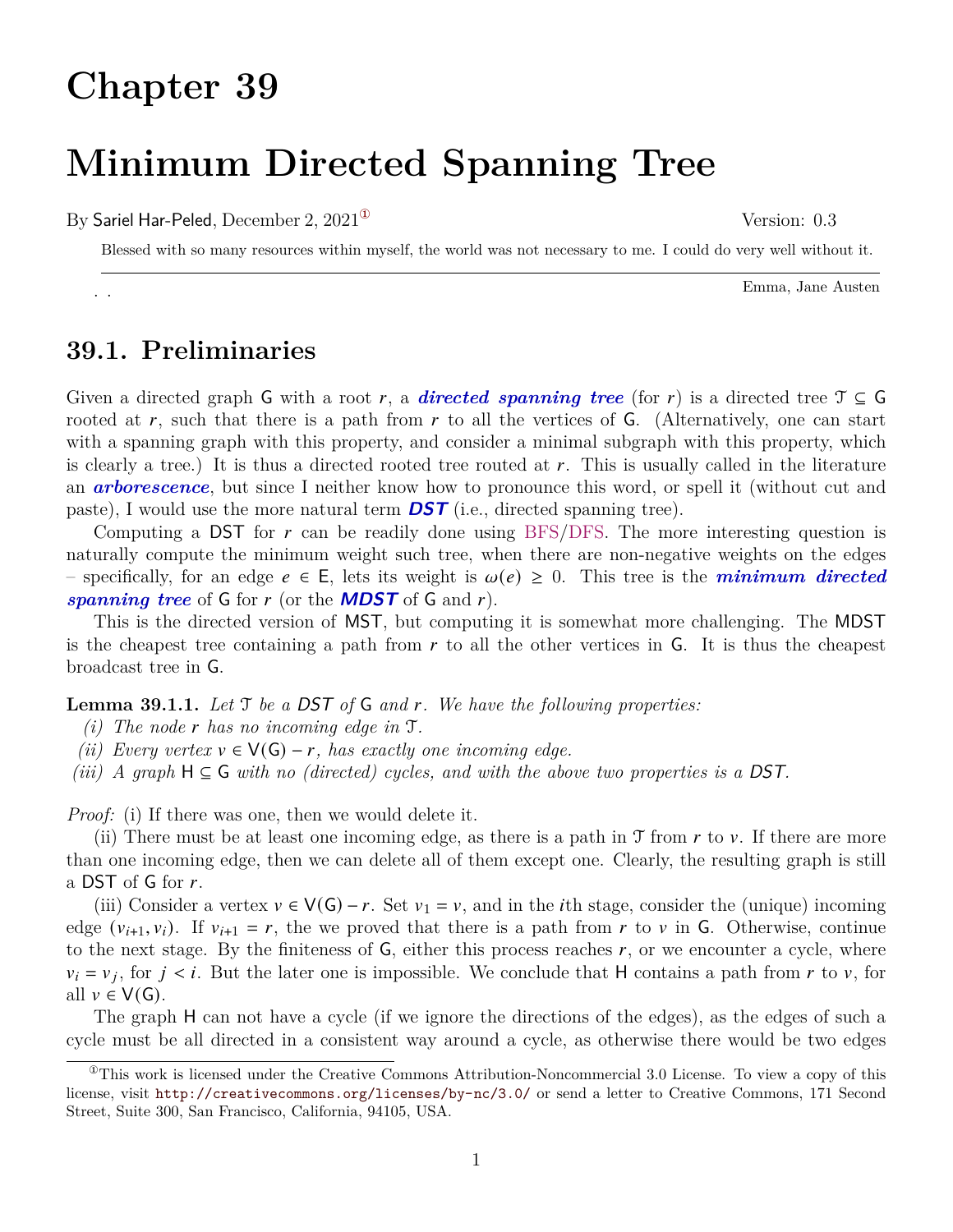# Chapter 39

# Minimum Directed Spanning Tree

By Sariel Har-Peled, December 2, 2021[1] Version: 0.3

> Blessed with so many resources within myself, the world was not necessary to me. I could do very well without it.
>
> Emma, Jane Austen

## 39.1. Preliminaries

Given a directed graph $\mathsf{G}$ with a root $r$, a ***directed spanning tree*** (for $r$) is a directed tree $\mathcal{T} \subseteq \mathsf{G}$ rooted at $r$, such that there is a path from $r$ to all the vertices of $\mathsf{G}$. (Alternatively, one can start with a spanning graph with this property, and consider a minimal subgraph with this property, which is clearly a tree.) It is thus a directed rooted tree routed at $r$. This is usually called in the literature an ***arborescence***, but since I neither know how to pronounce this word, or spell it (without cut and paste), I would use the more natural term ***DST*** (i.e., directed spanning tree).

Computing a DST for $r$ can be readily done using BFS/DFS. The more interesting question is naturally compute the minimum weight such tree, when there are non-negative weights on the edges – specifically, for an edge $e \in \mathsf{E}$, lets its weight is $\omega(e) \geq 0$. This tree is the ***minimum directed spanning tree*** of $\mathsf{G}$ for $r$ (or the ***MDST*** of $\mathsf{G}$ and $r$).

This is the directed version of MST, but computing it is somewhat more challenging. The MDST is the cheapest tree containing a path from $r$ to all the other vertices in $\mathsf{G}$. It is thus the cheapest broadcast tree in $\mathsf{G}$.

**Lemma 39.1.1.** *Let $\mathcal{T}$ be a DST of $\mathsf{G}$ and $r$. We have the following properties:*

*(i) The node $r$ has no incoming edge in $\mathcal{T}$.*

*(ii) Every vertex $v \in \mathsf{V}(\mathsf{G}) - r$, has exactly one incoming edge.*

*(iii) A graph $\mathsf{H} \subseteq \mathsf{G}$ with no (directed) cycles, and with the above two properties is a DST.*

*Proof:* (i) If there was one, then we would delete it.

(ii) There must be at least one incoming edge, as there is a path in $\mathcal{T}$ from $r$ to $v$. If there are more than one incoming edge, then we can delete all of them except one. Clearly, the resulting graph is still a DST of $\mathsf{G}$ for $r$.

(iii) Consider a vertex $v \in \mathsf{V}(\mathsf{G}) - r$. Set $v_1 = v$, and in the $i$th stage, consider the (unique) incoming edge $(v_{i+1}, v_i)$. If $v_{i+1} = r$, the we proved that there is a path from $r$ to $v$ in $\mathsf{G}$. Otherwise, continue to the next stage. By the finiteness of $\mathsf{G}$, either this process reaches $r$, or we encounter a cycle, where $v_i = v_j$, for $j < i$. But the later one is impossible. We conclude that $\mathsf{H}$ contains a path from $r$ to $v$, for all $v \in \mathsf{V}(\mathsf{G})$.

The graph $\mathsf{H}$ can not have a cycle (if we ignore the directions of the edges), as the edges of such a cycle must be all directed in a consistent way around a cycle, as otherwise there would be two edges

[1] This work is licensed under the Creative Commons Attribution-Noncommercial 3.0 License. To view a copy of this license, visit http://creativecommons.org/licenses/by-nc/3.0/ or send a letter to Creative Commons, 171 Second Street, Suite 300, San Francisco, California, 94105, USA.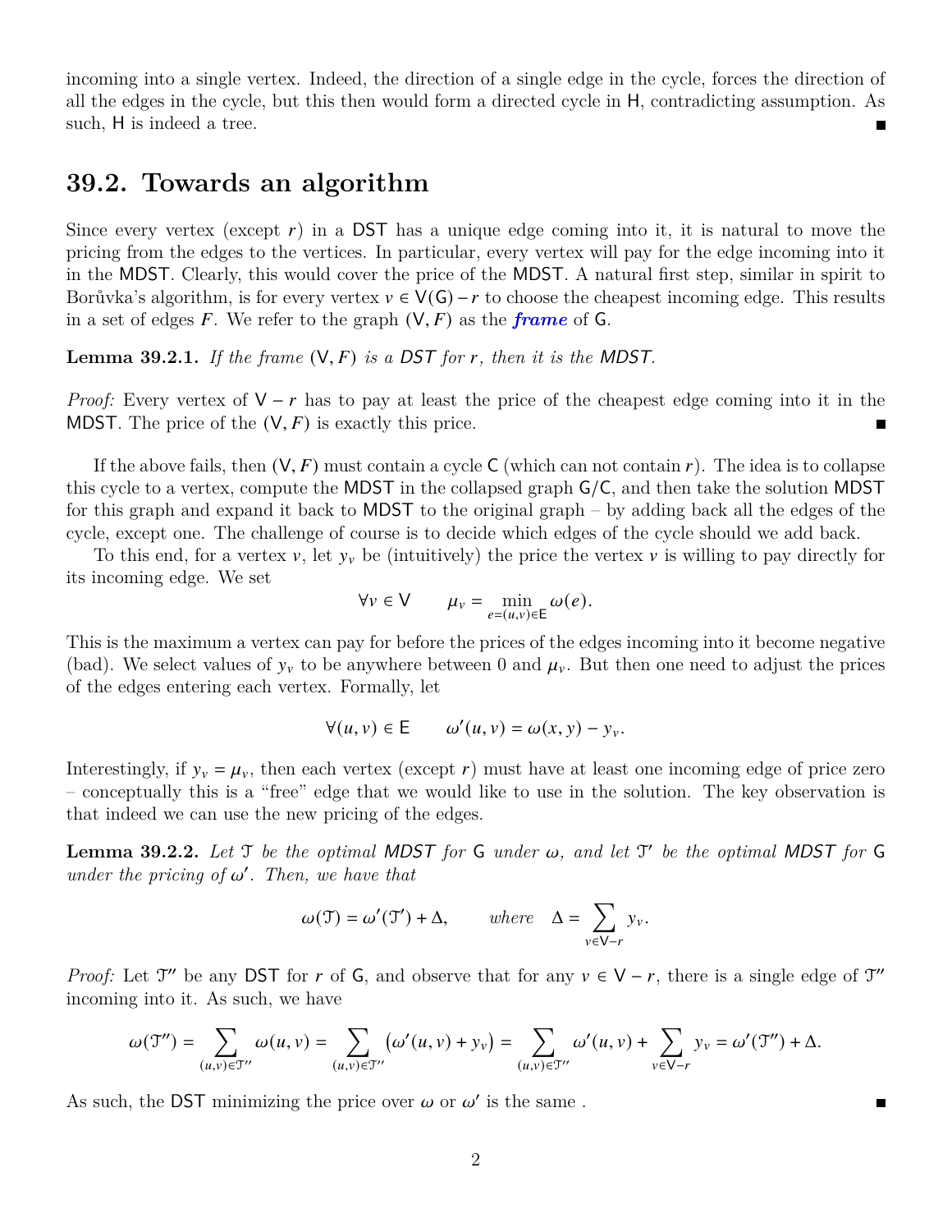incoming into a single vertex. Indeed, the direction of a single edge in the cycle, forces the direction of all the edges in the cycle, but this then would form a directed cycle in H, contradicting assumption. As such, H is indeed a tree. ∎

## 39.2. Towards an algorithm

Since every vertex (except $r$) in a DST has a unique edge coming into it, it is natural to move the pricing from the edges to the vertices. In particular, every vertex will pay for the edge incoming into it in the MDST. Clearly, this would cover the price of the MDST. A natural first step, similar in spirit to Borůvka's algorithm, is for every vertex $v \in V(G) - r$ to choose the cheapest incoming edge. This results in a set of edges $F$. We refer to the graph $(V, F)$ as the ***frame*** of G.

**Lemma 39.2.1.** *If the frame $(V, F)$ is a DST for $r$, then it is the MDST.*

*Proof:* Every vertex of $V - r$ has to pay at least the price of the cheapest edge coming into it in the MDST. The price of the $(V, F)$ is exactly this price. ∎

If the above fails, then $(V, F)$ must contain a cycle C (which can not contain $r$). The idea is to collapse this cycle to a vertex, compute the MDST in the collapsed graph G/C, and then take the solution MDST for this graph and expand it back to MDST to the original graph – by adding back all the edges of the cycle, except one. The challenge of course is to decide which edges of the cycle should we add back.

To this end, for a vertex $v$, let $y_v$ be (intuitively) the price the vertex $v$ is willing to pay directly for its incoming edge. We set

$$\forall v \in V \qquad \mu_v = \min_{e=(u,v)\in E} \omega(e).$$

This is the maximum a vertex can pay for before the prices of the edges incoming into it become negative (bad). We select values of $y_v$ to be anywhere between 0 and $\mu_v$. But then one need to adjust the prices of the edges entering each vertex. Formally, let

$$\forall (u, v) \in E \qquad \omega'(u, v) = \omega(x, y) - y_v.$$

Interestingly, if $y_v = \mu_v$, then each vertex (except $r$) must have at least one incoming edge of price zero – conceptually this is a "free" edge that we would like to use in the solution. The key observation is that indeed we can use the new pricing of the edges.

**Lemma 39.2.2.** *Let $\mathcal{T}$ be the optimal MDST for G under $\omega$, and let $\mathcal{T}'$ be the optimal MDST for G under the pricing of $\omega'$. Then, we have that*

$$\omega(\mathcal{T}) = \omega'(\mathcal{T}') + \Delta, \qquad \textit{where} \quad \Delta = \sum_{v\in V-r} y_v.$$

*Proof:* Let $\mathcal{T}''$ be any DST for $r$ of G, and observe that for any $v \in V - r$, there is a single edge of $\mathcal{T}''$ incoming into it. As such, we have

$$\omega(\mathcal{T}'') = \sum_{(u,v)\in\mathcal{T}''} \omega(u, v) = \sum_{(u,v)\in\mathcal{T}''} \big(\omega'(u, v) + y_v\big) = \sum_{(u,v)\in\mathcal{T}''} \omega'(u, v) + \sum_{v\in V-r} y_v = \omega'(\mathcal{T}'') + \Delta.$$

As such, the DST minimizing the price over $\omega$ or $\omega'$ is the same . ∎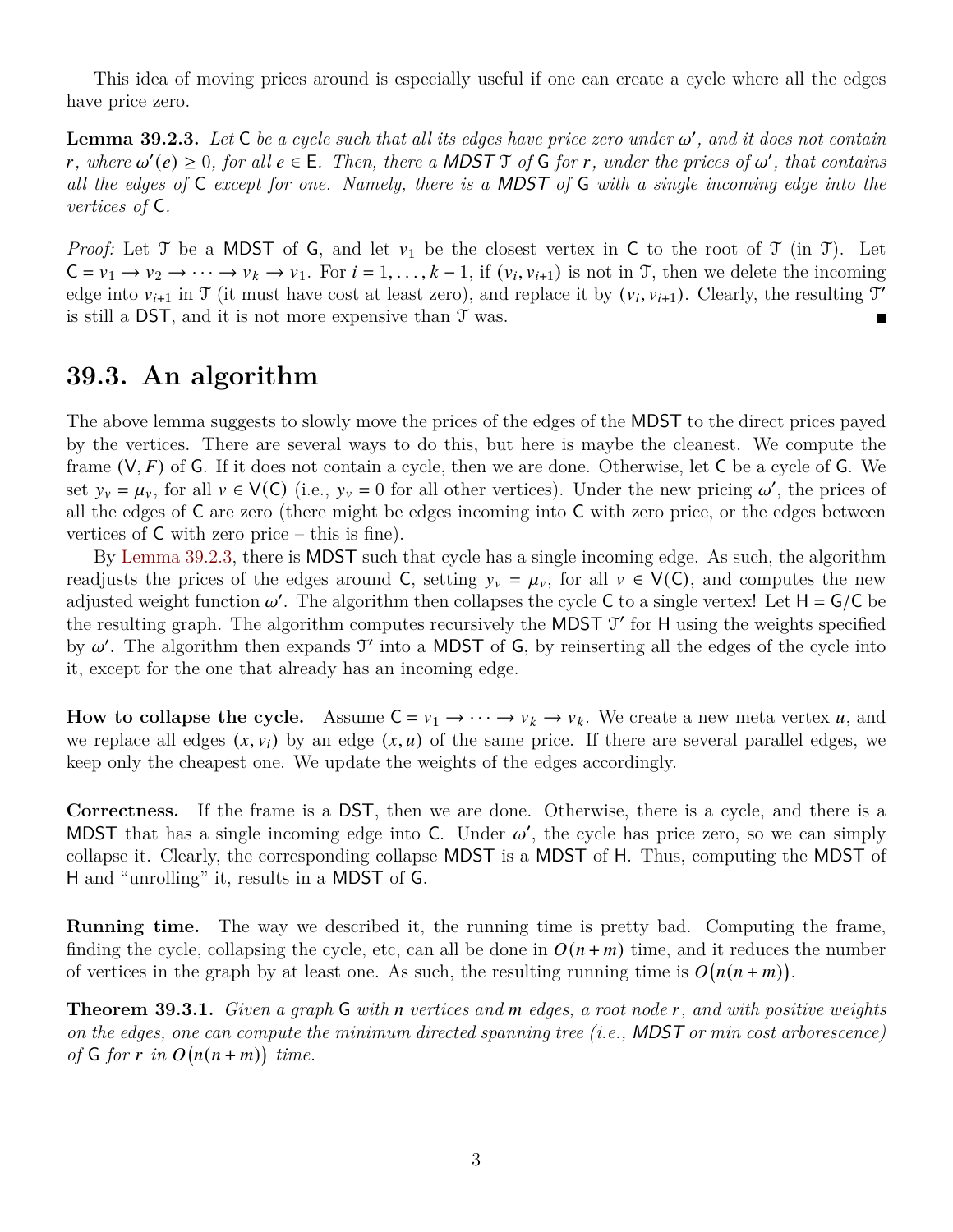This idea of moving prices around is especially useful if one can create a cycle where all the edges have price zero.

**Lemma 39.2.3.** *Let* $\mathsf{C}$ *be a cycle such that all its edges have price zero under* $\omega'$*, and it does not contain* $r$*, where* $\omega'(e) \geq 0$*, for all* $e \in \mathsf{E}$*. Then, there a MDST* $\mathcal{T}$ *of* $\mathsf{G}$ *for* $r$*, under the prices of* $\omega'$*, that contains all the edges of* $\mathsf{C}$ *except for one. Namely, there is a MDST of* $\mathsf{G}$ *with a single incoming edge into the vertices of* $\mathsf{C}$*.*

*Proof:* Let $\mathcal{T}$ be a MDST of $\mathsf{G}$, and let $v_1$ be the closest vertex in $\mathsf{C}$ to the root of $\mathcal{T}$ (in $\mathcal{T}$). Let $\mathsf{C} = v_1 \to v_2 \to \cdots \to v_k \to v_1$. For $i = 1, \ldots, k-1$, if $(v_i, v_{i+1})$ is not in $\mathcal{T}$, then we delete the incoming edge into $v_{i+1}$ in $\mathcal{T}$ (it must have cost at least zero), and replace it by $(v_i, v_{i+1})$. Clearly, the resulting $\mathcal{T}'$ is still a DST, and it is not more expensive than $\mathcal{T}$ was. ∎

## 39.3. An algorithm

The above lemma suggests to slowly move the prices of the edges of the MDST to the direct prices payed by the vertices. There are several ways to do this, but here is maybe the cleanest. We compute the frame $(\mathsf{V}, F)$ of $\mathsf{G}$. If it does not contain a cycle, then we are done. Otherwise, let $\mathsf{C}$ be a cycle of $\mathsf{G}$. We set $y_v = \mu_v$, for all $v \in \mathsf{V}(\mathsf{C})$ (i.e., $y_v = 0$ for all other vertices). Under the new pricing $\omega'$, the prices of all the edges of $\mathsf{C}$ are zero (there might be edges incoming into $\mathsf{C}$ with zero price, or the edges between vertices of $\mathsf{C}$ with zero price – this is fine).

By Lemma 39.2.3, there is MDST such that cycle has a single incoming edge. As such, the algorithm readjusts the prices of the edges around $\mathsf{C}$, setting $y_v = \mu_v$, for all $v \in \mathsf{V}(\mathsf{C})$, and computes the new adjusted weight function $\omega'$. The algorithm then collapses the cycle $\mathsf{C}$ to a single vertex! Let $\mathsf{H} = \mathsf{G}/\mathsf{C}$ be the resulting graph. The algorithm computes recursively the MDST $\mathcal{T}'$ for $\mathsf{H}$ using the weights specified by $\omega'$. The algorithm then expands $\mathcal{T}'$ into a MDST of $\mathsf{G}$, by reinserting all the edges of the cycle into it, except for the one that already has an incoming edge.

**How to collapse the cycle.** Assume $\mathsf{C} = v_1 \to \cdots \to v_k \to v_k$. We create a new meta vertex $u$, and we replace all edges $(x, v_i)$ by an edge $(x, u)$ of the same price. If there are several parallel edges, we keep only the cheapest one. We update the weights of the edges accordingly.

**Correctness.** If the frame is a DST, then we are done. Otherwise, there is a cycle, and there is a MDST that has a single incoming edge into $\mathsf{C}$. Under $\omega'$, the cycle has price zero, so we can simply collapse it. Clearly, the corresponding collapse MDST is a MDST of $\mathsf{H}$. Thus, computing the MDST of $\mathsf{H}$ and "unrolling" it, results in a MDST of $\mathsf{G}$.

**Running time.** The way we described it, the running time is pretty bad. Computing the frame, finding the cycle, collapsing the cycle, etc, can all be done in $O(n + m)$ time, and it reduces the number of vertices in the graph by at least one. As such, the resulting running time is $O\big(n(n + m)\big)$.

**Theorem 39.3.1.** *Given a graph* $\mathsf{G}$ *with* $n$ *vertices and* $m$ *edges, a root node* $r$*, and with positive weights on the edges, one can compute the minimum directed spanning tree (i.e., MDST or min cost arborescence) of* $\mathsf{G}$ *for* $r$ *in* $O\big(n(n + m)\big)$ *time.*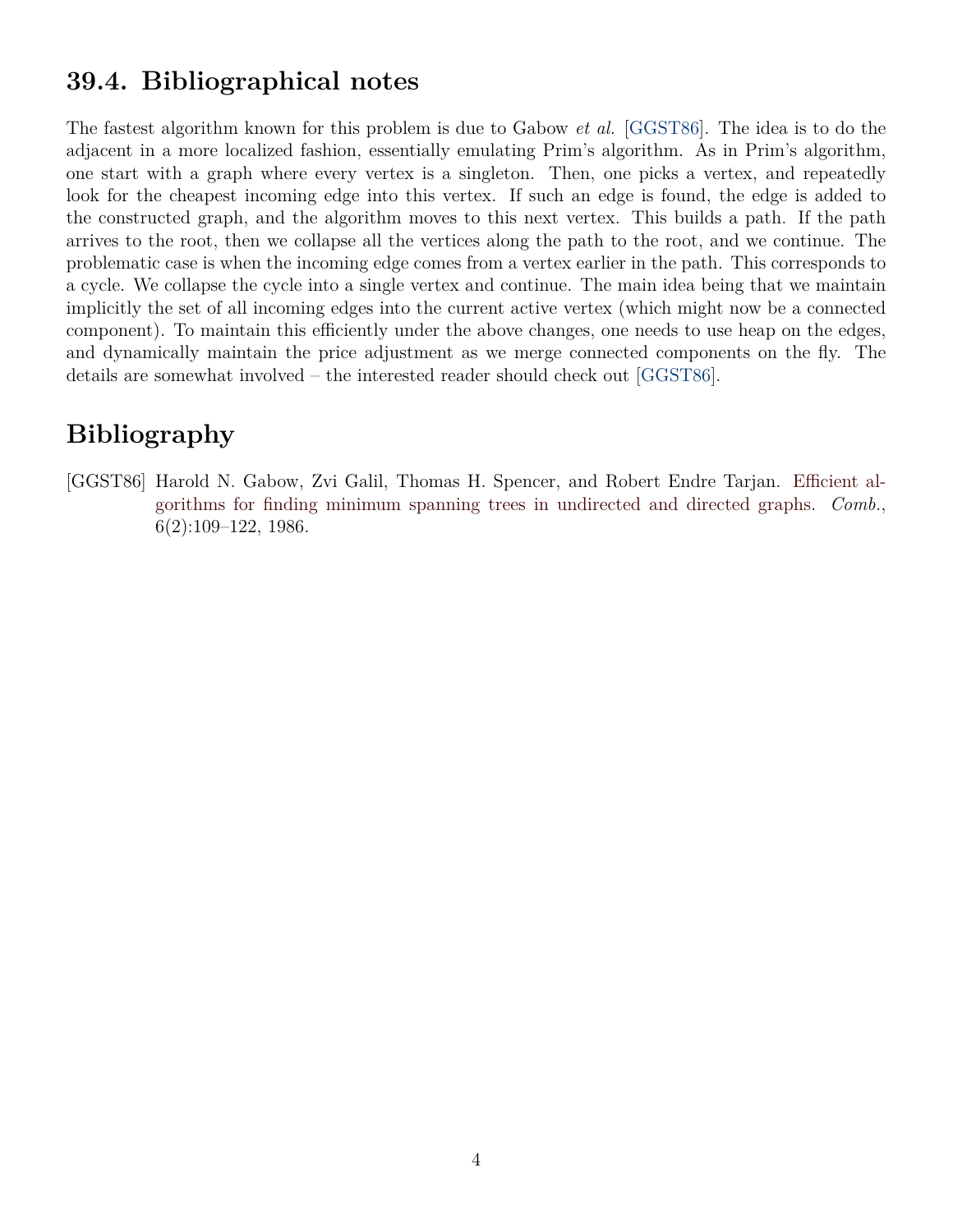## 39.4. Bibliographical notes

The fastest algorithm known for this problem is due to Gabow *et al.* [GGST86]. The idea is to do the adjacent in a more localized fashion, essentially emulating Prim's algorithm. As in Prim's algorithm, one start with a graph where every vertex is a singleton. Then, one picks a vertex, and repeatedly look for the cheapest incoming edge into this vertex. If such an edge is found, the edge is added to the constructed graph, and the algorithm moves to this next vertex. This builds a path. If the path arrives to the root, then we collapse all the vertices along the path to the root, and we continue. The problematic case is when the incoming edge comes from a vertex earlier in the path. This corresponds to a cycle. We collapse the cycle into a single vertex and continue. The main idea being that we maintain implicitly the set of all incoming edges into the current active vertex (which might now be a connected component). To maintain this efficiently under the above changes, one needs to use heap on the edges, and dynamically maintain the price adjustment as we merge connected components on the fly. The details are somewhat involved – the interested reader should check out [GGST86].

# Bibliography

[GGST86] Harold N. Gabow, Zvi Galil, Thomas H. Spencer, and Robert Endre Tarjan. Efficient algorithms for finding minimum spanning trees in undirected and directed graphs. *Comb.*, 6(2):109–122, 1986.